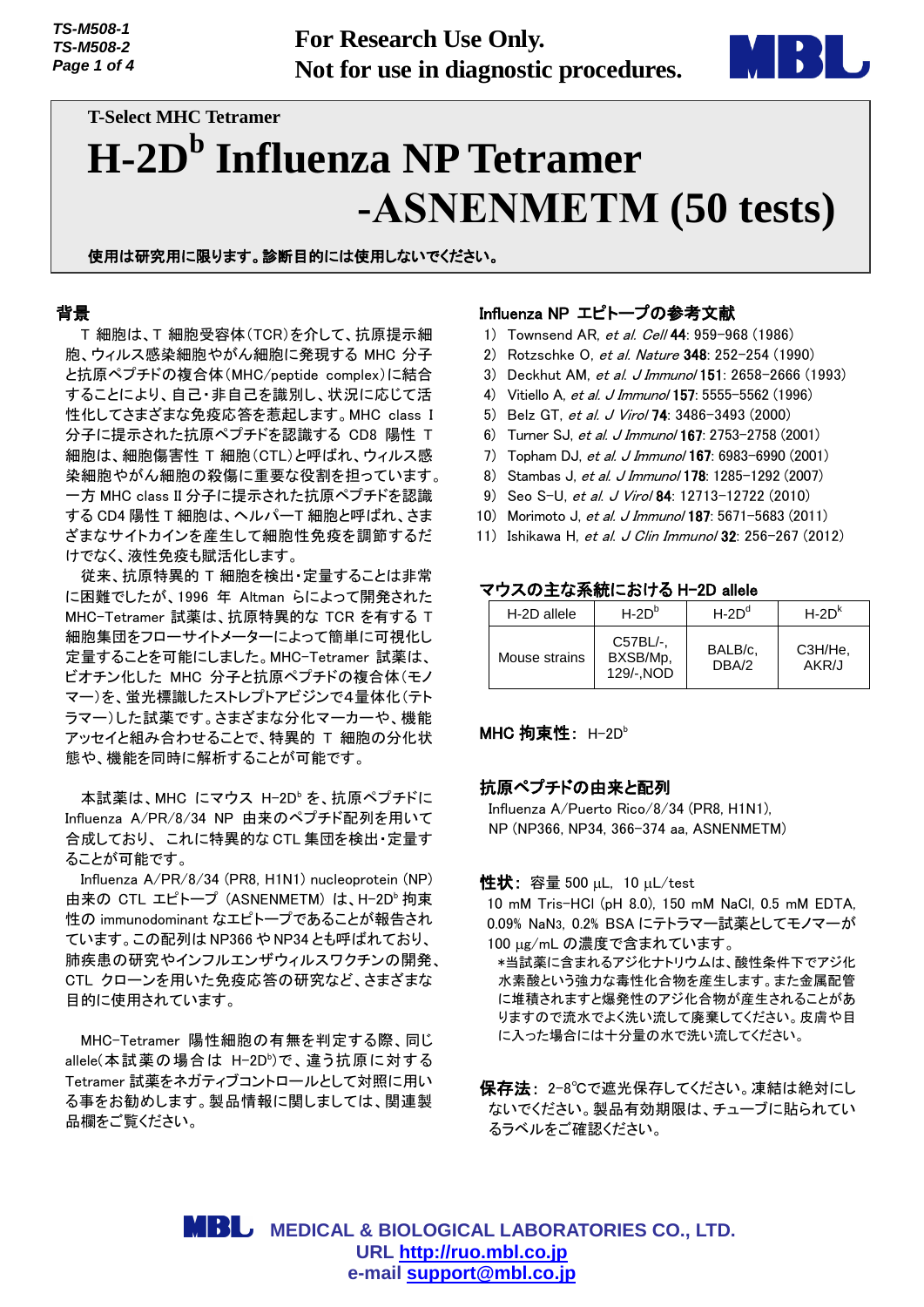For Research Use Only.
Not for use in diagnostic procedures.

T-Select MHC Tetramer

# H-2D$^b$ Influenza NP Tetramer -ASNENMETM (50 tests)

**使用は研究用に限ります。診断目的には使用しないでください。**

## 背景

T 細胞は、T 細胞受容体(TCR)を介して、抗原提示細胞、ウィルス感染細胞やがん細胞に発現する MHC 分子と抗原ペプチドの複合体(MHC/peptide complex)に結合することにより、自己・非自己を識別し、状況に応じて活性化してさまざまな免疫応答を惹起します。MHC class I 分子に提示された抗原ペプチドを認識する CD8 陽性 T 細胞は、細胞傷害性 T 細胞(CTL)と呼ばれ、ウィルス感染細胞やがん細胞の殺傷に重要な役割を担っています。一方 MHC class II 分子に提示された抗原ペプチドを認識する CD4 陽性 T 細胞は、ヘルパーT 細胞と呼ばれ、さまざまなサイトカインを産生して細胞性免疫を調節するだけでなく、液性免疫も賦活化します。

従来、抗原特異的 T 細胞を検出・定量することは非常に困難でしたが、1996 年 Altman らによって開発された MHC-Tetramer 試薬は、抗原特異的な TCR を有する T 細胞集団をフローサイトメーターによって簡単に可視化し定量することを可能にしました。MHC-Tetramer 試薬は、ビオチン化した MHC 分子と抗原ペプチドの複合体(モノマー)を、蛍光標識したストレプトアビジンで4量体化(テトラマー)した試薬です。さまざまな分化マーカーや、機能アッセイと組み合わせることで、特異的 T 細胞の分化状態や、機能を同時に解析することが可能です。

本試薬は、MHC にマウス H-2D$^b$ を、抗原ペプチドに Influenza A/PR/8/34 NP 由来のペプチド配列を用いて合成しており、これに特異的な CTL 集団を検出・定量することが可能です。

Influenza A/PR/8/34 (PR8, H1N1) nucleoprotein (NP) 由来の CTL エピトープ (ASNENMETM) は、H-2D$^b$ 拘束性の immunodominant なエピトープであることが報告されています。この配列は NP366 や NP34 とも呼ばれており、肺疾患の研究やインフルエンザウィルスワクチンの開発、CTL クローンを用いた免疫応答の研究など、さまざまな目的に使用されています。

MHC-Tetramer 陽性細胞の有無を判定する際、同じ allele(本試薬の場合は H-2D$^b$)で、違う抗原に対する Tetramer 試薬をネガティブコントロールとして対照に用いる事をお勧めします。製品情報に関しましては、関連製品欄をご覧ください。

## Influenza NP エピトープの参考文献

1) Townsend AR, *et al. Cell* **44**: 959-968 (1986)
2) Rotzschke O, *et al. Nature* **348**: 252-254 (1990)
3) Deckhut AM, *et al. J Immunol* **151**: 2658-2666 (1993)
4) Vitiello A, *et al. J Immunol* **157**: 5555-5562 (1996)
5) Belz GT, *et al. J Virol* **74**: 3486-3493 (2000)
6) Turner SJ, *et al. J Immunol* **167**: 2753-2758 (2001)
7) Topham DJ, *et al. J Immunol* **167**: 6983-6990 (2001)
8) Stambas J, *et al. J Immunol* **178**: 1285-1292 (2007)
9) Seo S-U, *et al. J Virol* **84**: 12713-12722 (2010)
10) Morimoto J, *et al. J Immunol* **187**: 5671-5683 (2011)
11) Ishikawa H, *et al. J Clin Immunol* **32**: 256-267 (2012)

## マウスの主な系統における H-2D allele

| H-2D allele | H-2D$^b$ | H-2D$^d$ | H-2D$^k$ |
|---|---|---|---|
| Mouse strains | C57BL/-, BXSB/Mp, 129/-,NOD | BALB/c, DBA/2 | C3H/He, AKR/J |

**MHC 拘束性：** H-2D$^b$

## 抗原ペプチドの由来と配列

Influenza A/Puerto Rico/8/34 (PR8, H1N1),
NP (NP366, NP34, 366-374 aa, ASNENMETM)

**性状：** 容量 500 µL, 10 µL/test

10 mM Tris-HCl (pH 8.0), 150 mM NaCl, 0.5 mM EDTA, 0.09% $NaN_3$, 0.2% BSA にテトラマー試薬としてモノマーが 100 µg/mL の濃度で含まれています。

＊当試薬に含まれるアジ化ナトリウムは、酸性条件下でアジ化水素酸という強力な毒性化合物を産生します。また金属配管に堆積されますと爆発性のアジ化合物が産生されることがありますので流水でよく洗い流して廃棄してください。皮膚や目に入った場合には十分量の水で洗い流してください。

**保存法：** 2-8℃で遮光保存してください。凍結は絶対にしないでください。製品有効期限は、チューブに貼られているラベルをご確認ください。

MEDICAL & BIOLOGICAL LABORATORIES CO., LTD.
URL http://ruo.mbl.co.jp
e-mail support@mbl.co.jp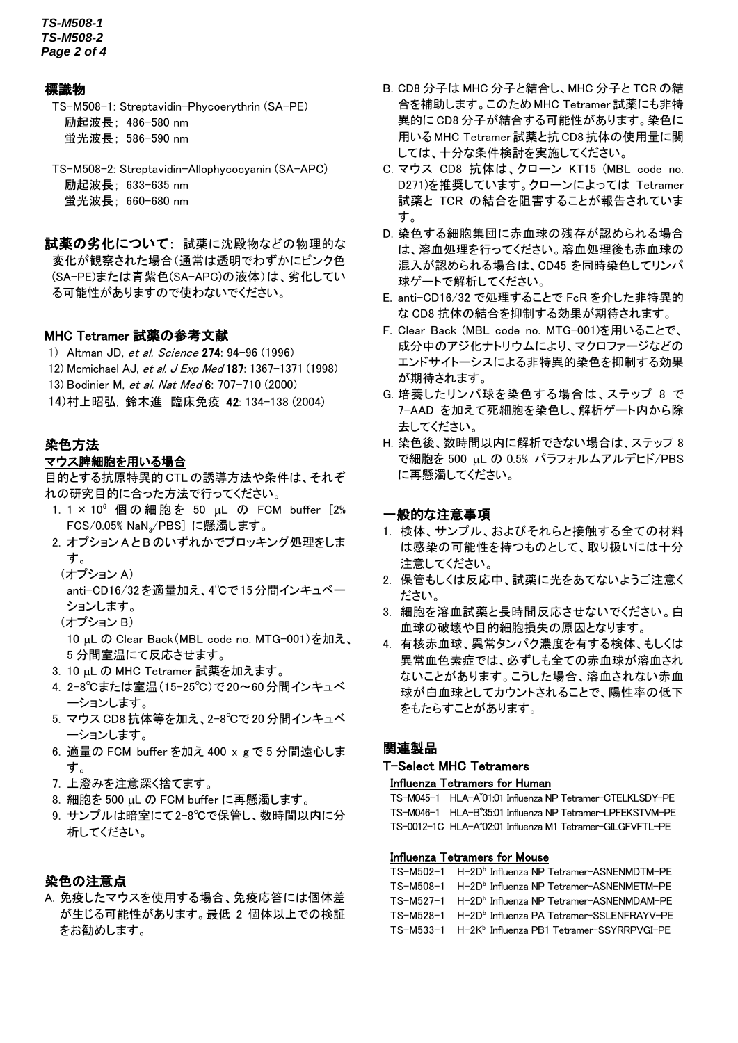## 標識物

TS-M508-1: Streptavidin-Phycoerythrin (SA-PE)
励起波長; 486-580 nm
蛍光波長; 586-590 nm

TS-M508-2: Streptavidin-Allophycocyanin (SA-APC)
励起波長; 633-635 nm
蛍光波長; 660-680 nm

**試薬の劣化について:** 試薬に沈殿物などの物理的な変化が観察された場合(通常は透明でわずかにピンク色(SA-PE)または青紫色(SA-APC)の液体)は、劣化している可能性がありますので使わないでください。

## MHC Tetramer 試薬の参考文献

1) Altman JD, *et al. Science* **274**: 94-96 (1996)
12) Mcmichael AJ, *et al. J Exp Med* **187**: 1367-1371 (1998)
13) Bodinier M, *et al. Nat Med* **6**: 707-710 (2000)
14) 村上昭弘, 鈴木進 臨床免疫 **42**: 134-138 (2004)

## 染色方法

### マウス脾細胞を用いる場合

目的とする抗原特異的 CTL の誘導方法や条件は、それぞれの研究目的に合った方法で行ってください。

1. $1 \times 10^6$ 個の細胞を 50 μL の FCM buffer [2% FCS/0.05% $NaN_3$/PBS] に懸濁します。
2. オプション A と B のいずれかでブロッキング処理をします。
   (オプション A)
   anti-CD16/32 を適量加え、4℃で 15 分間インキュベーションします。
   (オプション B)
   10 μL の Clear Back(MBL code no. MTG-001)を加え、5 分間室温にて反応させます。
3. 10 μL の MHC Tetramer 試薬を加えます。
4. 2-8℃または室温(15-25℃)で 20〜60 分間インキュベーションします。
5. マウス CD8 抗体等を加え、2-8℃で 20 分間インキュベーションします。
6. 適量の FCM buffer を加え 400 x g で 5 分間遠心します。
7. 上澄みを注意深く捨てます。
8. 細胞を 500 μL の FCM buffer に再懸濁します。
9. サンプルは暗室にて 2-8℃で保管し、数時間以内に分析してください。

## 染色の注意点

A. 免疫したマウスを使用する場合、免疫応答には個体差が生じる可能性があります。最低 2 個体以上での検証をお勧めします。

B. CD8 分子は MHC 分子と結合し、MHC 分子と TCR の結合を補助します。このため MHC Tetramer 試薬にも非特異的に CD8 分子が結合する可能性があります。染色に用いる MHC Tetramer 試薬と抗 CD8 抗体の使用量に関しては、十分な条件検討を実施してください。

C. マウス CD8 抗体は、クローン KT15 (MBL code no. D271)を推奨しています。クローンによっては Tetramer 試薬と TCR の結合を阻害することが報告されています。

D. 染色する細胞集団に赤血球の残存が認められる場合は、溶血処理を行ってください。溶血処理後も赤血球の混入が認められる場合は、CD45 を同時染色してリンパ球ゲートで解析してください。

E. anti-CD16/32 で処理することで FcR を介した非特異的な CD8 抗体の結合を抑制する効果が期待されます。

F. Clear Back (MBL code no. MTG-001)を用いることで、成分中のアジ化ナトリウムにより、マクロファージなどのエンドサイトーシスによる非特異的染色を抑制する効果が期待されます。

G. 培養したリンパ球を染色する場合は、ステップ 8 で 7-AAD を加えて死細胞を染色し、解析ゲート内から除去してください。

H. 染色後、数時間以内に解析できない場合は、ステップ 8 で細胞を 500 μL の 0.5% パラフォルムアルデヒド/PBS に再懸濁してください。

## 一般的な注意事項

1. 検体、サンプル、およびそれらと接触する全ての材料は感染の可能性を持つものとして、取り扱いには十分注意してください。
2. 保管もしくは反応中、試薬に光をあてないようご注意ください。
3. 細胞を溶血試薬と長時間反応させないでください。白血球の破壊や目的細胞損失の原因となります。
4. 有核赤血球、異常タンパク濃度を有する検体、もしくは異常血色素症では、必ずしも全ての赤血球が溶血されないことがあります。こうした場合、溶血されない赤血球が白血球としてカウントされることで、陽性率の低下をもたらすことがあります。

## 関連製品

### T-Select MHC Tetramers

#### Influenza Tetramers for Human

TS-M045-1 HLA-A*01:01 Influenza NP Tetramer-CTELKLSDY-PE
TS-M046-1 HLA-B*35:01 Influenza NP Tetramer-LPFEKSTVM-PE
TS-0012-1C HLA-A*02:01 Influenza M1 Tetramer-GILGFVFTL-PE

#### Influenza Tetramers for Mouse

TS-M502-1 H-2D[b] Influenza NP Tetramer-ASNENMDTM-PE
TS-M508-1 H-2D[b] Influenza NP Tetramer-ASNENMETM-PE
TS-M527-1 H-2D[b] Influenza NP Tetramer-ASNENMDAM-PE
TS-M528-1 H-2D[b] Influenza PA Tetramer-SSLENFRAYV-PE
TS-M533-1 H-2K[b] Influenza PB1 Tetramer-SSYRRPVGI-PE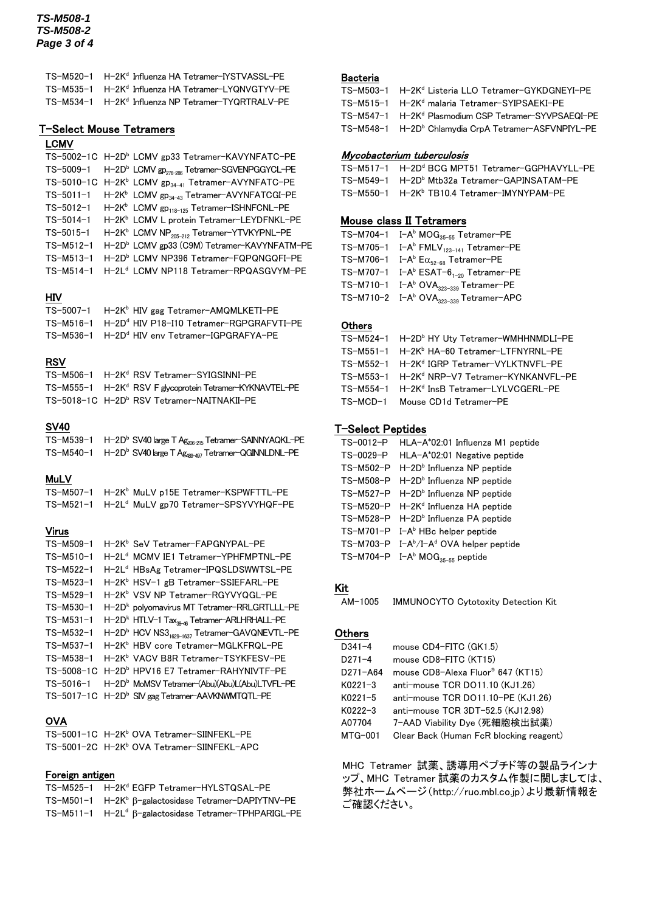TS-M520-1 H-2K$^d$ Influenza HA Tetramer-IYSTVASSL-PE
TS-M535-1 H-2K$^d$ Influenza HA Tetramer-LYQNVGTYV-PE
TS-M534-1 H-2K$^d$ Influenza NP Tetramer-TYQRTRALV-PE

## T-Select Mouse Tetramers

### LCMV

TS-5002-1C H-2D$^b$ LCMV gp33 Tetramer-KAVYNFATC-PE
TS-5009-1 H-2D$^b$ LCMV gp$_{276-286}$ Tetramer-SGVENPGGYCL-PE
TS-5010-1C H-2K$^b$ LCMV gp$_{34-41}$ Tetramer-AVYNFATC-PE
TS-5011-1 H-2K$^b$ LCMV gp$_{34-43}$ Tetramer-AVYNFATCGI-PE
TS-5012-1 H-2K$^b$ LCMV gp$_{118-125}$ Tetramer-ISHNFCNL-PE
TS-5014-1 H-2K$^b$ LCMV L protein Tetramer-LEYDFNKL-PE
TS-5015-1 H-2K$^b$ LCMV NP$_{205-212}$ Tetramer-YTVKYPNL-PE
TS-M512-1 H-2D$^b$ LCMV gp33 (C9M) Tetramer-KAVYNFATM-PE
TS-M513-1 H-2D$^b$ LCMV NP396 Tetramer-FQPQNGQFI-PE
TS-M514-1 H-2L$^d$ LCMV NP118 Tetramer-RPQASGVYM-PE

### HIV

TS-5007-1 H-2K$^b$ HIV gag Tetramer-AMQMLKETI-PE
TS-M516-1 H-2D$^d$ HIV P18-I10 Tetramer-RGPGRAFVTI-PE
TS-M536-1 H-2D$^d$ HIV env Tetramer-IGPGRAFYA-PE

### RSV

TS-M506-1 H-2K$^d$ RSV Tetramer-SYIGSINNI-PE
TS-M555-1 H-2K$^d$ RSV F glycoprotein Tetramer-KYKNAVTEL-PE
TS-5018-1C H-2D$^b$ RSV Tetramer-NAITNAKII-PE

### SV40

TS-M539-1 H-2D$^b$ SV40 large T Ag$_{206-215}$ Tetramer-SAINNYAQKL-PE
TS-M540-1 H-2D$^b$ SV40 large T Ag$_{489-497}$ Tetramer-QGINNLDNL-PE

### MuLV

TS-M507-1 H-2K$^b$ MuLV p15E Tetramer-KSPWFTTL-PE
TS-M521-1 H-2L$^d$ MuLV gp70 Tetramer-SPSYVYHQF-PE

### Virus

TS-M509-1 H-2K$^b$ SeV Tetramer-FAPGNYPAL-PE
TS-M510-1 H-2L$^d$ MCMV IE1 Tetramer-YPHFMPTNL-PE
TS-M522-1 H-2L$^d$ HBsAg Tetramer-IPQSLDSWWTSL-PE
TS-M523-1 H-2K$^b$ HSV-1 gB Tetramer-SSIEFARL-PE
TS-M529-1 H-2K$^b$ VSV NP Tetramer-RGYVYQGL-PE
TS-M530-1 H-2D$^k$ polyomavirus MT Tetramer-RRLGRTLLL-PE
TS-M531-1 H-2D$^k$ HTLV-1 Tax$_{38-46}$ Tetramer-ARLHRHALL-PE
TS-M532-1 H-2D$^b$ HCV NS3$_{1629-1637}$ Tetramer-GAVQNEVTL-PE
TS-M537-1 H-2K$^b$ HBV core Tetramer-MGLKFRQL-PE
TS-M538-1 H-2K$^b$ VACV B8R Tetramer-TSYKFESV-PE
TS-5008-1C H-2D$^b$ HPV16 E7 Tetramer-RAHYNIVTF-PE
TS-5016-1 H-2D$^b$ MoMSV Tetramer-(Abu)(Abu)L(Abu)LTVFL-PE
TS-5017-1C H-2D$^b$ SIV gag Tetramer-AAVKNWMTQTL-PE

### OVA

TS-5001-1C H-2K$^b$ OVA Tetramer-SIINFEKL-PE
TS-5001-2C H-2K$^b$ OVA Tetramer-SIINFEKL-APC

### Foreign antigen

TS-M525-1 H-2K$^d$ EGFP Tetramer-HYLSTQSAL-PE
TS-M501-1 H-2K$^b$ β-galactosidase Tetramer-DAPIYTNV-PE
TS-M511-1 H-2L$^d$ β-galactosidase Tetramer-TPHPARIGL-PE

### Bacteria

TS-M503-1 H-2K$^d$ Listeria LLO Tetramer-GYKDGNEYI-PE
TS-M515-1 H-2K$^d$ malaria Tetramer-SYIPSAEKI-PE
TS-M547-1 H-2K$^d$ Plasmodium CSP Tetramer-SYVPSAEQI-PE
TS-M548-1 H-2D$^b$ Chlamydia CrpA Tetramer-ASFVNPIYL-PE

### *Mycobacterium tuberculosis*

TS-M517-1 H-2D$^d$ BCG MPT51 Tetramer-GGPHAVYLL-PE
TS-M549-1 H-2D$^b$ Mtb32a Tetramer-GAPINSATAM-PE
TS-M550-1 H-2K$^b$ TB10.4 Tetramer-IMYNYPAM-PE

## Mouse class II Tetramers

TS-M704-1 I-A$^b$ MOG$_{35-55}$ Tetramer-PE
TS-M705-1 I-A$^b$ FMLV$_{123-141}$ Tetramer-PE
TS-M706-1 I-A$^b$ E$\alpha_{52-68}$ Tetramer-PE
TS-M707-1 I-A$^b$ ESAT-6$_{1-20}$ Tetramer-PE
TS-M710-1 I-A$^b$ OVA$_{323-339}$ Tetramer-PE
TS-M710-2 I-A$^b$ OVA$_{323-339}$ Tetramer-APC

### Others

TS-M524-1 H-2D$^b$ HY Uty Tetramer-WMHHNMDLI-PE
TS-M551-1 H-2K$^b$ HA-60 Tetramer-LTFNYRNL-PE
TS-M552-1 H-2K$^d$ IGRP Tetramer-VYLKTNVFL-PE
TS-M553-1 H-2K$^d$ NRP-V7 Tetramer-KYNKANVFL-PE
TS-M554-1 H-2K$^d$ InsB Tetramer-LYLVCGERL-PE
TS-MCD-1 Mouse CD1d Tetramer-PE

## T-Select Peptides

TS-0012-P HLA-A*02:01 Influenza M1 peptide
TS-0029-P HLA-A*02:01 Negative peptide
TS-M502-P H-2D$^b$ Influenza NP peptide
TS-M508-P H-2D$^b$ Influenza NP peptide
TS-M527-P H-2D$^b$ Influenza NP peptide
TS-M520-P H-2K$^d$ Influenza HA peptide
TS-M528-P H-2D$^b$ Influenza PA peptide
TS-M701-P I-A$^b$ HBc helper peptide
TS-M703-P I-A$^b$/I-A$^d$ OVA helper peptide
TS-M704-P I-A$^b$ MOG$_{35-55}$ peptide

## Kit

AM-1005 IMMUNOCYTO Cytotoxity Detection Kit

## Others

D341-4 mouse CD4-FITC (GK1.5)
D271-4 mouse CD8-FITC (KT15)
D271-A64 mouse CD8-Alexa Fluor® 647 (KT15)
K0221-3 anti-mouse TCR DO11.10 (KJ1.26)
K0221-5 anti-mouse TCR DO11.10-PE (KJ1.26)
K0222-3 anti-mouse TCR 3DT-52.5 (KJ12.98)
A07704 7-AAD Viability Dye (死細胞検出試薬)
MTG-001 Clear Back (Human FcR blocking reagent)

MHC Tetramer 試薬、誘導用ペプチド等の製品ラインナップ、MHC Tetramer 試薬のカスタム作製に関しましては、弊社ホームページ(http://ruo.mbl.co.jp)より最新情報をご確認ください。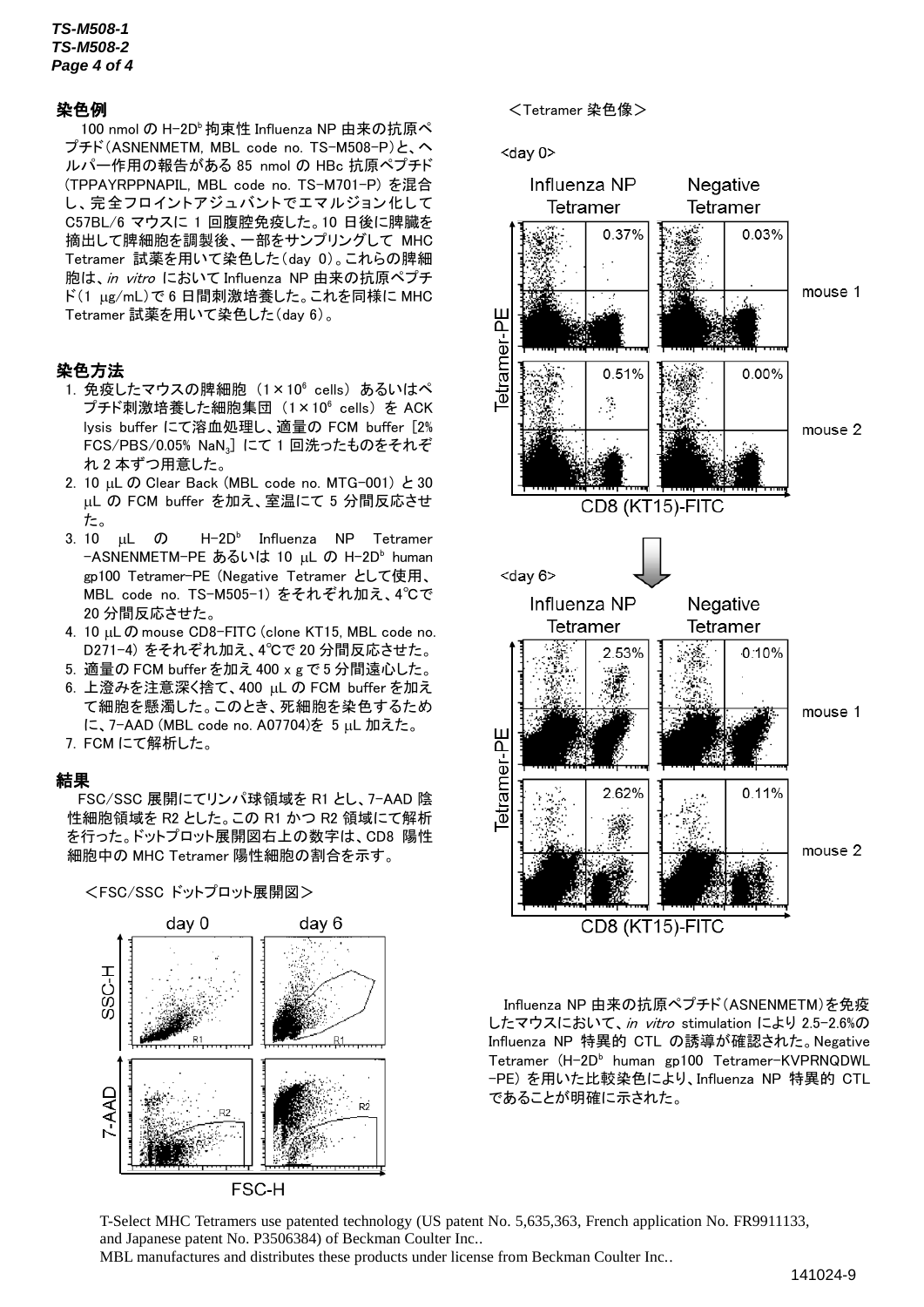## 染色例

100 nmol の H-2D[b] 拘束性 Influenza NP 由来の抗原ペプチド（ASNENMETM, MBL code no. TS-M508-P）と、ヘルパー作用の報告がある 85 nmol の HBc 抗原ペプチド（TPPAYRPPNAPIL, MBL code no. TS-M701-P）を混合し、完全フロイントアジュバントでエマルジョン化して C57BL/6 マウスに 1 回腹腔免疫した。10 日後に脾臓を摘出して脾細胞を調製後、一部をサンプリングして MHC Tetramer 試薬を用いて染色した（day 0）。これらの脾細胞は、*in vitro* において Influenza NP 由来の抗原ペプチド（1 μg/mL）で 6 日間刺激培養した。これを同様に MHC Tetramer 試薬を用いて染色した（day 6）。

## 染色方法

1. 免疫したマウスの脾細胞（$1\times10^6$ cells）あるいはペプチド刺激培養した細胞集団（$1\times10^6$ cells）を ACK lysis buffer にて溶血処理し、適量の FCM buffer [2% FCS/PBS/0.05% $NaN_3$] にて 1 回洗ったものをそれぞれ 2 本ずつ用意した。
2. 10 μL の Clear Back（MBL code no. MTG-001）と 30 μL の FCM buffer を加え、室温にて 5 分間反応させた。
3. 10 μL の H-2D[b] Influenza NP Tetramer -ASNENMETM-PE あるいは 10 μL の H-2D[b] human gp100 Tetramer-PE（Negative Tetramer として使用、MBL code no. TS-M505-1）をそれぞれ加え、4℃で 20 分間反応させた。
4. 10 μL の mouse CD8-FITC（clone KT15, MBL code no. D271-4）をそれぞれ加え、4℃で 20 分間反応させた。
5. 適量の FCM buffer を加え 400 x g で 5 分間遠心した。
6. 上澄みを注意深く捨て、400 μL の FCM buffer を加えて細胞を懸濁した。このとき、死細胞を染色するために、7-AAD（MBL code no. A07704)を 5 μL 加えた。
7. FCM にて解析した。

## 結果

FSC/SSC 展開にてリンパ球領域を R1 とし、7-AAD 陰性細胞領域を R2 とした。この R1 かつ R2 領域にて解析を行った。ドットプロット展開図右上の数字は、CD8 陽性細胞中の MHC Tetramer 陽性細胞の割合を示す。

＜FSC/SSC ドットプロット展開図＞

day 0
day 6
SSC-H
R1
R1
7-AAD
R2
R2
FSC-H

＜Tetramer 染色像＞

<day 0>

Influenza NP Tetramer
Negative Tetramer
Tetramer-PE
0.37%
0.03%
mouse 1
0.51%
0.00%
mouse 2
CD8 (KT15)-FITC

<day 6>

Influenza NP Tetramer
Negative Tetramer
Tetramer-PE
2.53%
0.10%
mouse 1
2.62%
0.11%
mouse 2
CD8 (KT15)-FITC

Influenza NP 由来の抗原ペプチド（ASNENMETM）を免疫したマウスにおいて、*in vitro* stimulation により 2.5-2.6%の Influenza NP 特異的 CTL の誘導が確認された。Negative Tetramer（H-2D[b] human gp100 Tetramer-KVPRNQDWL-PE）を用いた比較染色により、Influenza NP 特異的 CTL であることが明確に示された。

T-Select MHC Tetramers use patented technology (US patent No. 5,635,363, French application No. FR9911133, and Japanese patent No. P3506384) of Beckman Coulter Inc..
MBL manufactures and distributes these products under license from Beckman Coulter Inc..

141024-9